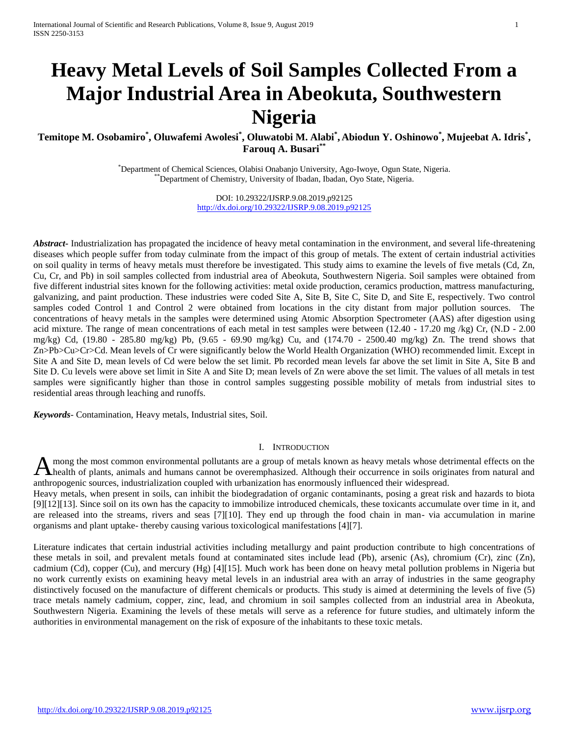# Heavy Metal Levels of Soil Samples Collected From a Major Industrial Area in Abeokuta, Southwestern Nigeria

**Temitope M. Osobamiro[*], Oluwafemi Awolesi[*], Oluwatobi M. Alabi[*], Abiodun Y. Oshinowo[*], Mujeebat A. Idris[*], Farouq A. Busari[**]**

[*]Department of Chemical Sciences, Olabisi Onabanjo University, Ago-Iwoye, Ogun State, Nigeria.
[**]Department of Chemistry, University of Ibadan, Ibadan, Oyo State, Nigeria.

DOI: 10.29322/IJSRP.9.08.2019.p92125
http://dx.doi.org/10.29322/IJSRP.9.08.2019.p92125

***Abstract*-** Industrialization has propagated the incidence of heavy metal contamination in the environment, and several life-threatening diseases which people suffer from today culminate from the impact of this group of metals. The extent of certain industrial activities on soil quality in terms of heavy metals must therefore be investigated. This study aims to examine the levels of five metals (Cd, Zn, Cu, Cr, and Pb) in soil samples collected from industrial area of Abeokuta, Southwestern Nigeria. Soil samples were obtained from five different industrial sites known for the following activities: metal oxide production, ceramics production, mattress manufacturing, galvanizing, and paint production. These industries were coded Site A, Site B, Site C, Site D, and Site E, respectively. Two control samples coded Control 1 and Control 2 were obtained from locations in the city distant from major pollution sources. The concentrations of heavy metals in the samples were determined using Atomic Absorption Spectrometer (AAS) after digestion using acid mixture. The range of mean concentrations of each metal in test samples were between (12.40 - 17.20 mg /kg) Cr, (N.D - 2.00 mg/kg) Cd, (19.80 - 285.80 mg/kg) Pb, (9.65 - 69.90 mg/kg) Cu, and (174.70 - 2500.40 mg/kg) Zn. The trend shows that Zn>Pb>Cu>Cr>Cd. Mean levels of Cr were significantly below the World Health Organization (WHO) recommended limit. Except in Site A and Site D, mean levels of Cd were below the set limit. Pb recorded mean levels far above the set limit in Site A, Site B and Site D. Cu levels were above set limit in Site A and Site D; mean levels of Zn were above the set limit. The values of all metals in test samples were significantly higher than those in control samples suggesting possible mobility of metals from industrial sites to residential areas through leaching and runoffs.

***Keywords*-** Contamination, Heavy metals, Industrial sites, Soil.

## I. Introduction

Among the most common environmental pollutants are a group of metals known as heavy metals whose detrimental effects on the health of plants, animals and humans cannot be overemphasized. Although their occurrence in soils originates from natural and anthropogenic sources, industrialization coupled with urbanization has enormously influenced their widespread.

Heavy metals, when present in soils, can inhibit the biodegradation of organic contaminants, posing a great risk and hazards to biota [9][12][13]. Since soil on its own has the capacity to immobilize introduced chemicals, these toxicants accumulate over time in it, and are released into the streams, rivers and seas [7][10]. They end up through the food chain in man- via accumulation in marine organisms and plant uptake- thereby causing various toxicological manifestations [4][7].

Literature indicates that certain industrial activities including metallurgy and paint production contribute to high concentrations of these metals in soil, and prevalent metals found at contaminated sites include lead (Pb), arsenic (As), chromium (Cr), zinc (Zn), cadmium (Cd), copper (Cu), and mercury (Hg) [4][15]. Much work has been done on heavy metal pollution problems in Nigeria but no work currently exists on examining heavy metal levels in an industrial area with an array of industries in the same geography distinctively focused on the manufacture of different chemicals or products. This study is aimed at determining the levels of five (5) trace metals namely cadmium, copper, zinc, lead, and chromium in soil samples collected from an industrial area in Abeokuta, Southwestern Nigeria. Examining the levels of these metals will serve as a reference for future studies, and ultimately inform the authorities in environmental management on the risk of exposure of the inhabitants to these toxic metals.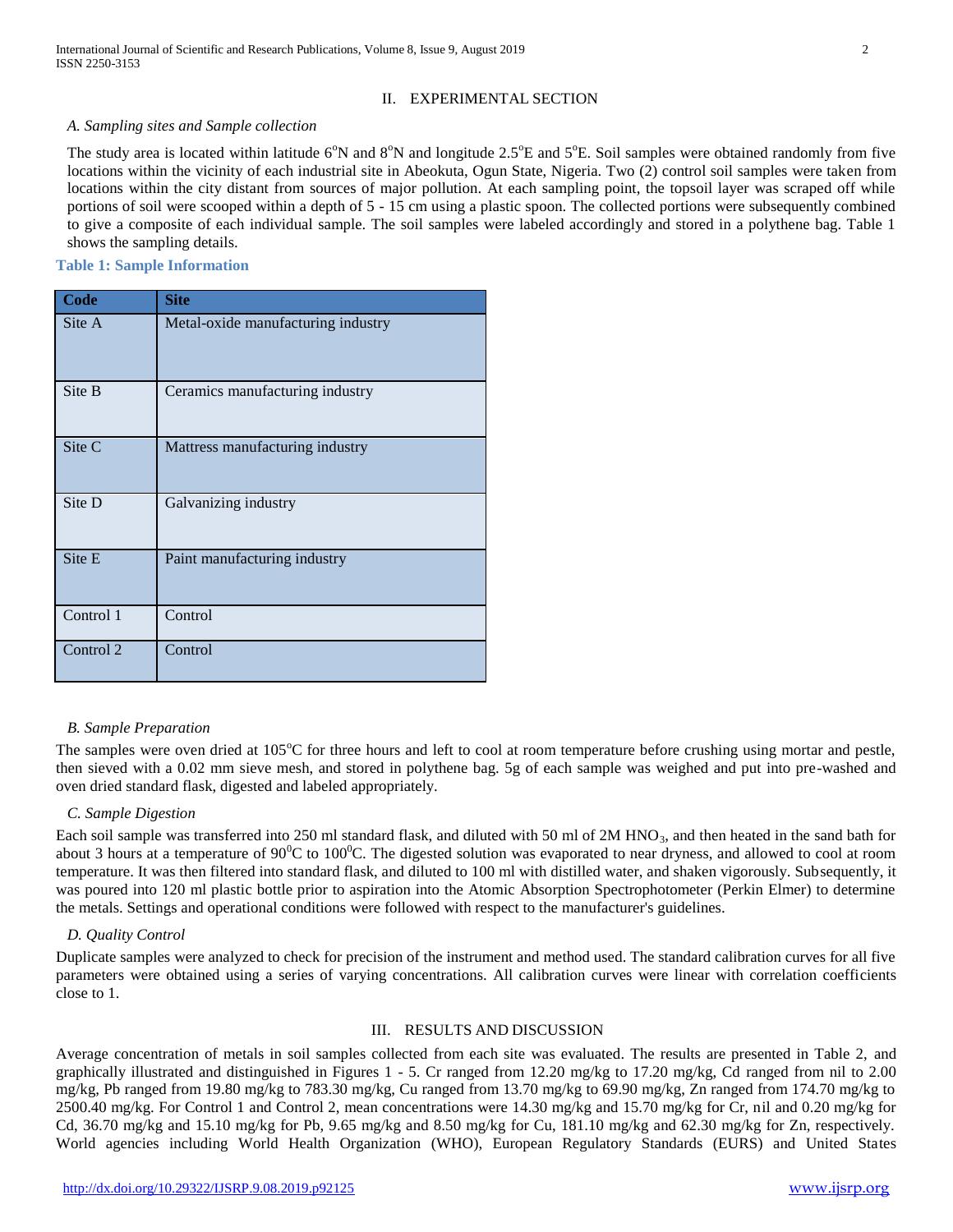## II. EXPERIMENTAL SECTION

### *A. Sampling sites and Sample collection*

The study area is located within latitude 6°N and 8°N and longitude 2.5°E and 5°E. Soil samples were obtained randomly from five locations within the vicinity of each industrial site in Abeokuta, Ogun State, Nigeria. Two (2) control soil samples were taken from locations within the city distant from sources of major pollution. At each sampling point, the topsoil layer was scraped off while portions of soil were scooped within a depth of 5 - 15 cm using a plastic spoon. The collected portions were subsequently combined to give a composite of each individual sample. The soil samples were labeled accordingly and stored in a polythene bag. Table 1 shows the sampling details.

**Table 1: Sample Information**

| Code | Site |
|---|---|
| Site A | Metal-oxide manufacturing industry |
| Site B | Ceramics manufacturing industry |
| Site C | Mattress manufacturing industry |
| Site D | Galvanizing industry |
| Site E | Paint manufacturing industry |
| Control 1 | Control |
| Control 2 | Control |

### *B. Sample Preparation*

The samples were oven dried at 105°C for three hours and left to cool at room temperature before crushing using mortar and pestle, then sieved with a 0.02 mm sieve mesh, and stored in polythene bag. 5g of each sample was weighed and put into pre-washed and oven dried standard flask, digested and labeled appropriately.

### *C. Sample Digestion*

Each soil sample was transferred into 250 ml standard flask, and diluted with 50 ml of 2M $HNO_3$, and then heated in the sand bath for about 3 hours at a temperature of 90°C to 100°C. The digested solution was evaporated to near dryness, and allowed to cool at room temperature. It was then filtered into standard flask, and diluted to 100 ml with distilled water, and shaken vigorously. Subsequently, it was poured into 120 ml plastic bottle prior to aspiration into the Atomic Absorption Spectrophotometer (Perkin Elmer) to determine the metals. Settings and operational conditions were followed with respect to the manufacturer's guidelines.

### *D. Quality Control*

Duplicate samples were analyzed to check for precision of the instrument and method used. The standard calibration curves for all five parameters were obtained using a series of varying concentrations. All calibration curves were linear with correlation coefficients close to 1.

## III. RESULTS AND DISCUSSION

Average concentration of metals in soil samples collected from each site was evaluated. The results are presented in Table 2, and graphically illustrated and distinguished in Figures 1 - 5. Cr ranged from 12.20 mg/kg to 17.20 mg/kg, Cd ranged from nil to 2.00 mg/kg, Pb ranged from 19.80 mg/kg to 783.30 mg/kg, Cu ranged from 13.70 mg/kg to 69.90 mg/kg, Zn ranged from 174.70 mg/kg to 2500.40 mg/kg. For Control 1 and Control 2, mean concentrations were 14.30 mg/kg and 15.70 mg/kg for Cr, nil and 0.20 mg/kg for Cd, 36.70 mg/kg and 15.10 mg/kg for Pb, 9.65 mg/kg and 8.50 mg/kg for Cu, 181.10 mg/kg and 62.30 mg/kg for Zn, respectively. World agencies including World Health Organization (WHO), European Regulatory Standards (EURS) and United States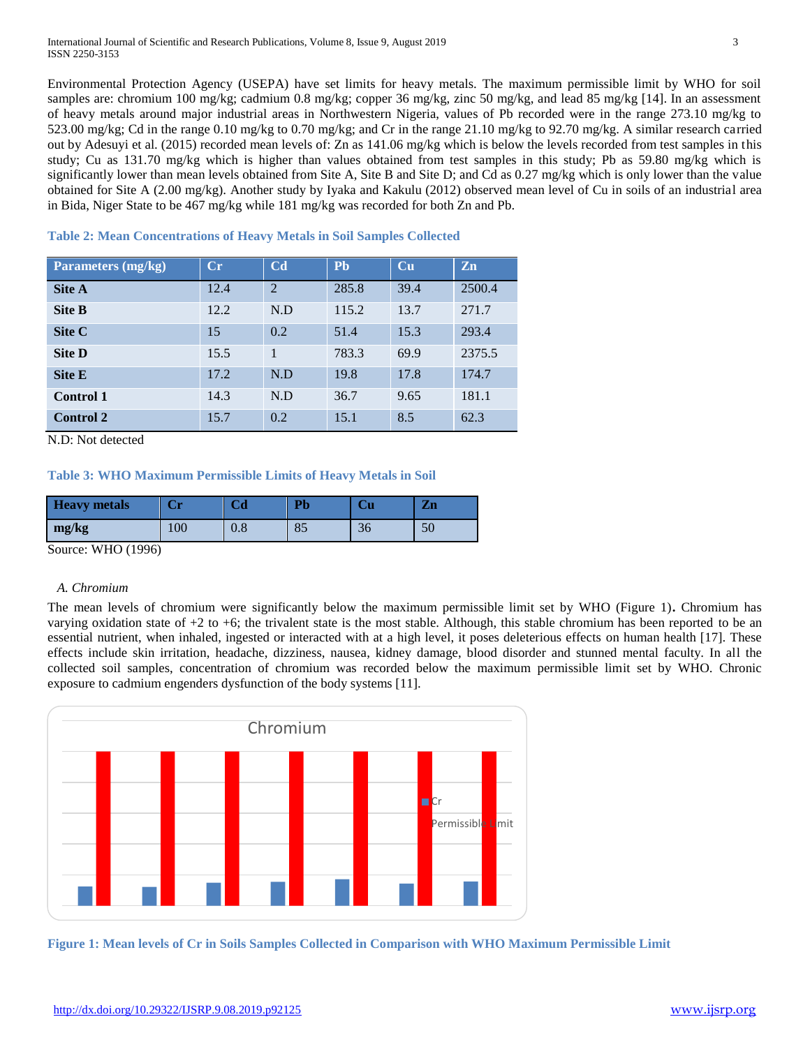Environmental Protection Agency (USEPA) have set limits for heavy metals. The maximum permissible limit by WHO for soil samples are: chromium 100 mg/kg; cadmium 0.8 mg/kg; copper 36 mg/kg, zinc 50 mg/kg, and lead 85 mg/kg [14]. In an assessment of heavy metals around major industrial areas in Northwestern Nigeria, values of Pb recorded were in the range 273.10 mg/kg to 523.00 mg/kg; Cd in the range 0.10 mg/kg to 0.70 mg/kg; and Cr in the range 21.10 mg/kg to 92.70 mg/kg. A similar research carried out by Adesuyi et al. (2015) recorded mean levels of: Zn as 141.06 mg/kg which is below the levels recorded from test samples in this study; Cu as 131.70 mg/kg which is higher than values obtained from test samples in this study; Pb as 59.80 mg/kg which is significantly lower than mean levels obtained from Site A, Site B and Site D; and Cd as 0.27 mg/kg which is only lower than the value obtained for Site A (2.00 mg/kg). Another study by Iyaka and Kakulu (2012) observed mean level of Cu in soils of an industrial area in Bida, Niger State to be 467 mg/kg while 181 mg/kg was recorded for both Zn and Pb.

**Table 2: Mean Concentrations of Heavy Metals in Soil Samples Collected**

| Parameters (mg/kg) | Cr | Cd | Pb | Cu | Zn |
|---|---|---|---|---|---|
| **Site A** | 12.4 | 2 | 285.8 | 39.4 | 2500.4 |
| **Site B** | 12.2 | N.D | 115.2 | 13.7 | 271.7 |
| **Site C** | 15 | 0.2 | 51.4 | 15.3 | 293.4 |
| **Site D** | 15.5 | 1 | 783.3 | 69.9 | 2375.5 |
| **Site E** | 17.2 | N.D | 19.8 | 17.8 | 174.7 |
| **Control 1** | 14.3 | N.D | 36.7 | 9.65 | 181.1 |
| **Control 2** | 15.7 | 0.2 | 15.1 | 8.5 | 62.3 |

N.D: Not detected

**Table 3: WHO Maximum Permissible Limits of Heavy Metals in Soil**

| Heavy metals | Cr | Cd | Pb | Cu | Zn |
|---|---|---|---|---|---|
| **mg/kg** | 100 | 0.8 | 85 | 36 | 50 |

Source: WHO (1996)

### *A. Chromium*

The mean levels of chromium were significantly below the maximum permissible limit set by WHO (Figure 1). Chromium has varying oxidation state of +2 to +6; the trivalent state is the most stable. Although, this stable chromium has been reported to be an essential nutrient, when inhaled, ingested or interacted with at a high level, it poses deleterious effects on human health [17]. These effects include skin irritation, headache, dizziness, nausea, kidney damage, blood disorder and stunned mental faculty. In all the collected soil samples, concentration of chromium was recorded below the maximum permissible limit set by WHO. Chronic exposure to cadmium engenders dysfunction of the body systems [11].

**Figure 1: Mean levels of Cr in Soils Samples Collected in Comparison with WHO Maximum Permissible Limit**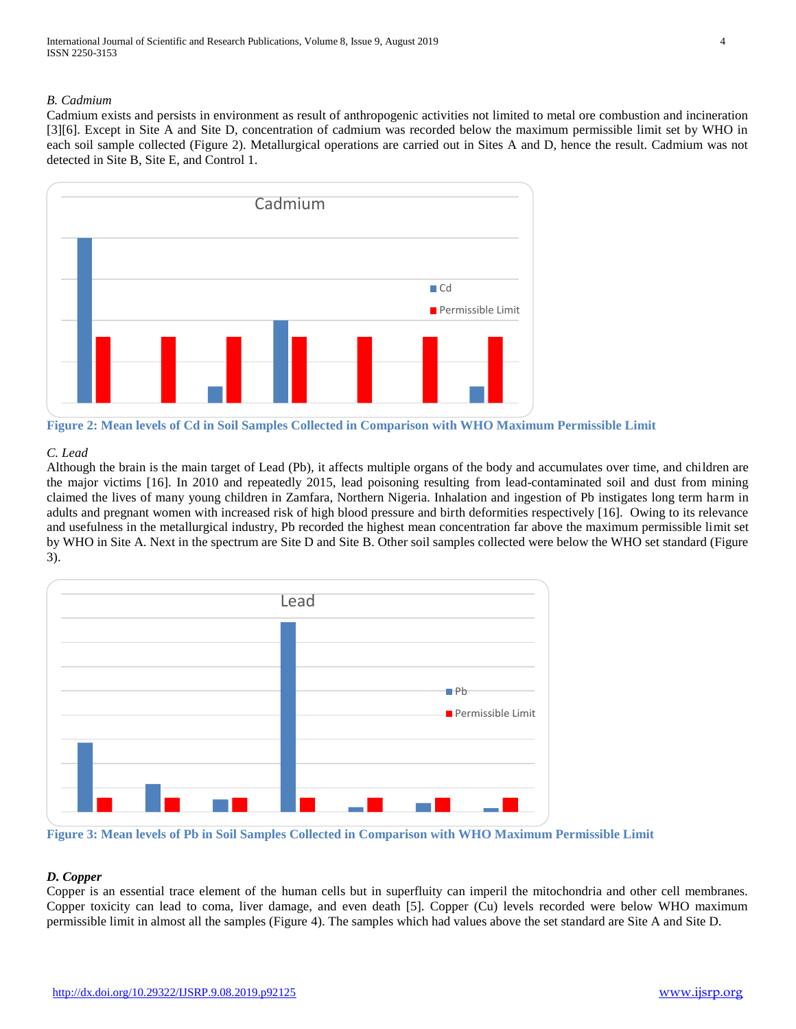*B. Cadmium*

Cadmium exists and persists in environment as result of anthropogenic activities not limited to metal ore combustion and incineration [3][6]. Except in Site A and Site D, concentration of cadmium was recorded below the maximum permissible limit set by WHO in each soil sample collected (Figure 2). Metallurgical operations are carried out in Sites A and D, hence the result. Cadmium was not detected in Site B, Site E, and Control 1.

**Figure 2: Mean levels of Cd in Soil Samples Collected in Comparison with WHO Maximum Permissible Limit**

*C. Lead*

Although the brain is the main target of Lead (Pb), it affects multiple organs of the body and accumulates over time, and children are the major victims [16]. In 2010 and repeatedly 2015, lead poisoning resulting from lead-contaminated soil and dust from mining claimed the lives of many young children in Zamfara, Northern Nigeria. Inhalation and ingestion of Pb instigates long term harm in adults and pregnant women with increased risk of high blood pressure and birth deformities respectively [16]. Owing to its relevance and usefulness in the metallurgical industry, Pb recorded the highest mean concentration far above the maximum permissible limit set by WHO in Site A. Next in the spectrum are Site D and Site B. Other soil samples collected were below the WHO set standard (Figure 3).

**Figure 3: Mean levels of Pb in Soil Samples Collected in Comparison with WHO Maximum Permissible Limit**

***D. Copper***

Copper is an essential trace element of the human cells but in superfluity can imperil the mitochondria and other cell membranes. Copper toxicity can lead to coma, liver damage, and even death [5]. Copper (Cu) levels recorded were below WHO maximum permissible limit in almost all the samples (Figure 4). The samples which had values above the set standard are Site A and Site D.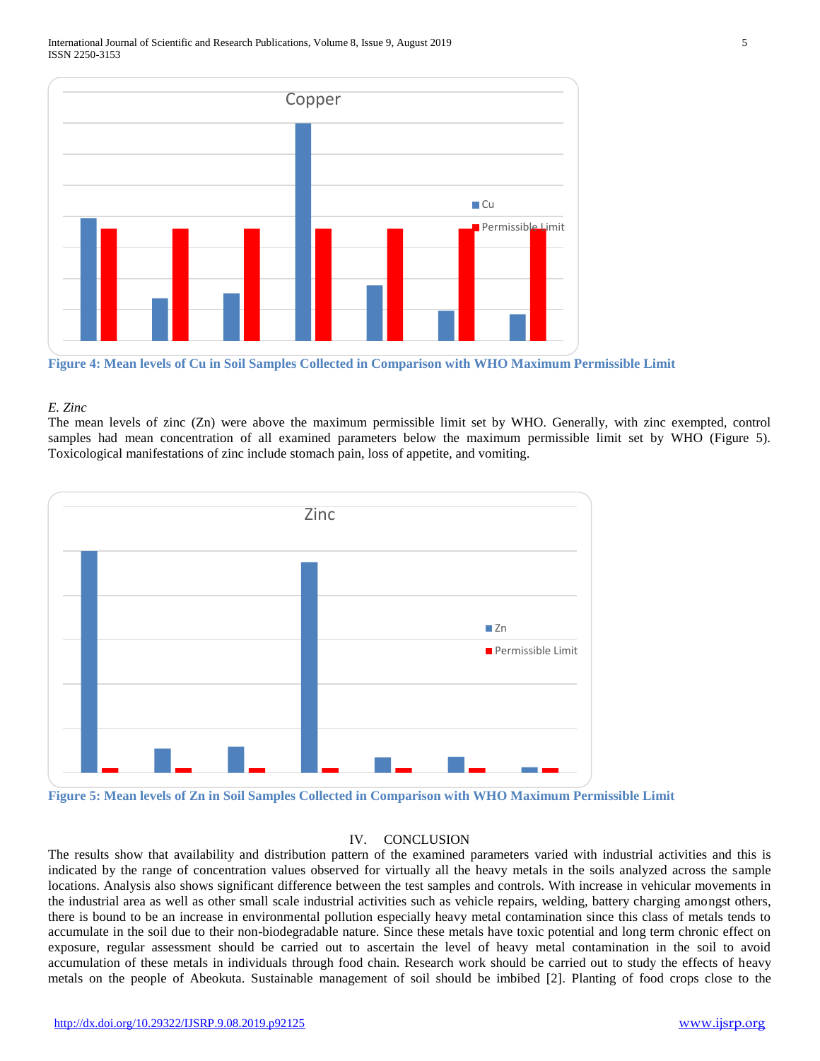Figure 4: Mean levels of Cu in Soil Samples Collected in Comparison with WHO Maximum Permissible Limit

### *E. Zinc*

The mean levels of zinc (Zn) were above the maximum permissible limit set by WHO. Generally, with zinc exempted, control samples had mean concentration of all examined parameters below the maximum permissible limit set by WHO (Figure 5). Toxicological manifestations of zinc include stomach pain, loss of appetite, and vomiting.

Figure 5: Mean levels of Zn in Soil Samples Collected in Comparison with WHO Maximum Permissible Limit

## IV. CONCLUSION

The results show that availability and distribution pattern of the examined parameters varied with industrial activities and this is indicated by the range of concentration values observed for virtually all the heavy metals in the soils analyzed across the sample locations. Analysis also shows significant difference between the test samples and controls. With increase in vehicular movements in the industrial area as well as other small scale industrial activities such as vehicle repairs, welding, battery charging amongst others, there is bound to be an increase in environmental pollution especially heavy metal contamination since this class of metals tends to accumulate in the soil due to their non-biodegradable nature. Since these metals have toxic potential and long term chronic effect on exposure, regular assessment should be carried out to ascertain the level of heavy metal contamination in the soil to avoid accumulation of these metals in individuals through food chain. Research work should be carried out to study the effects of heavy metals on the people of Abeokuta. Sustainable management of soil should be imbibed [2]. Planting of food crops close to the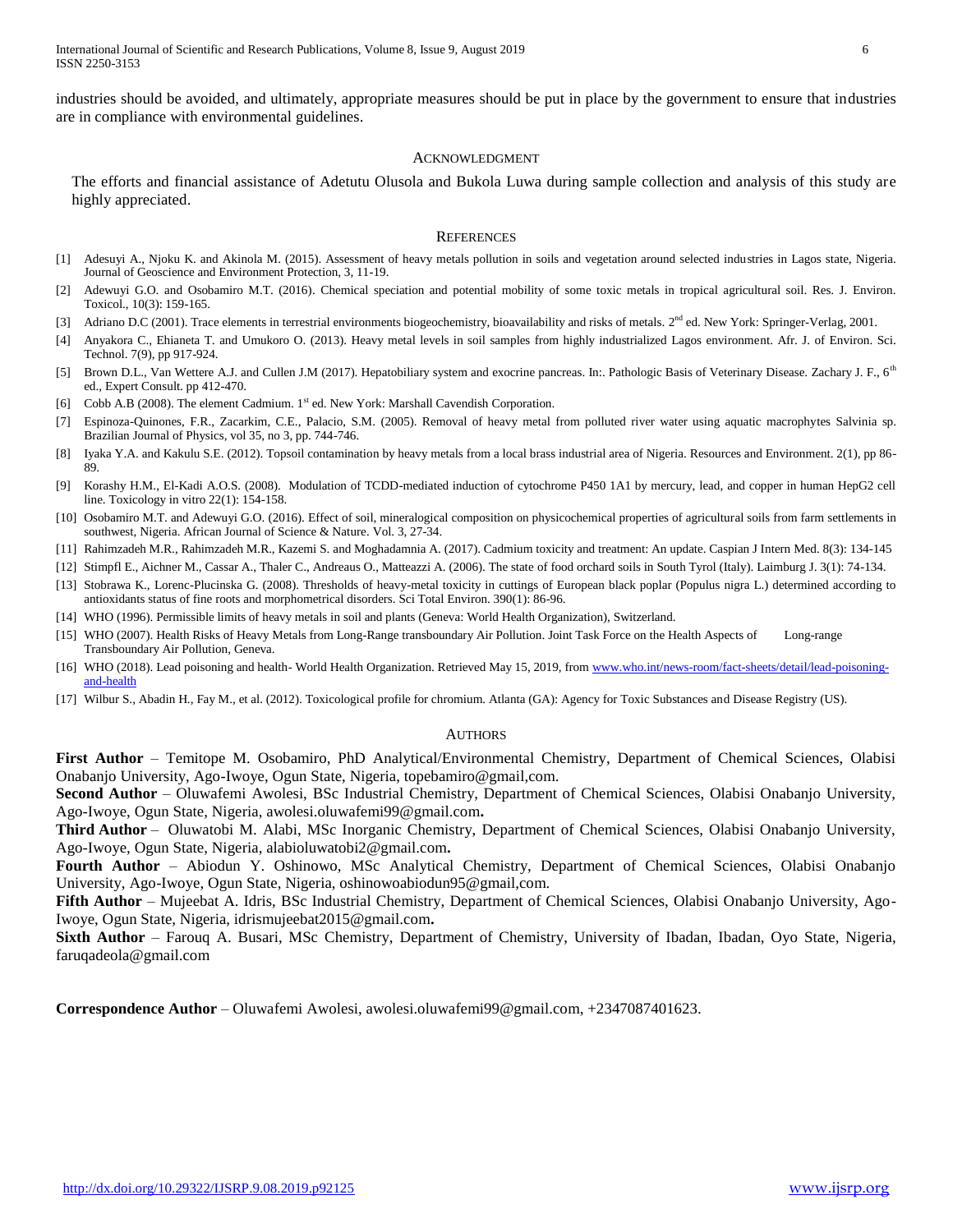industries should be avoided, and ultimately, appropriate measures should be put in place by the government to ensure that industries are in compliance with environmental guidelines.

## Acknowledgment

The efforts and financial assistance of Adetutu Olusola and Bukola Luwa during sample collection and analysis of this study are highly appreciated.

## References

[1] Adesuyi A., Njoku K. and Akinola M. (2015). Assessment of heavy metals pollution in soils and vegetation around selected industries in Lagos state, Nigeria. Journal of Geoscience and Environment Protection, 3, 11-19.

[2] Adewuyi G.O. and Osobamiro M.T. (2016). Chemical speciation and potential mobility of some toxic metals in tropical agricultural soil. Res. J. Environ. Toxicol., 10(3): 159-165.

[3] Adriano D.C (2001). Trace elements in terrestrial environments biogeochemistry, bioavailability and risks of metals. 2nd ed. New York: Springer-Verlag, 2001.

[4] Anyakora C., Ehianeta T. and Umukoro O. (2013). Heavy metal levels in soil samples from highly industrialized Lagos environment. Afr. J. of Environ. Sci. Technol. 7(9), pp 917-924.

[5] Brown D.L., Van Wettere A.J. and Cullen J.M (2017). Hepatobiliary system and exocrine pancreas. In:. Pathologic Basis of Veterinary Disease. Zachary J. F., 6th ed., Expert Consult. pp 412-470.

[6] Cobb A.B (2008). The element Cadmium. 1st ed. New York: Marshall Cavendish Corporation.

[7] Espinoza-Quinones, F.R., Zacarkim, C.E., Palacio, S.M. (2005). Removal of heavy metal from polluted river water using aquatic macrophytes Salvinia sp. Brazilian Journal of Physics, vol 35, no 3, pp. 744-746.

[8] Iyaka Y.A. and Kakulu S.E. (2012). Topsoil contamination by heavy metals from a local brass industrial area of Nigeria. Resources and Environment. 2(1), pp 86-89.

[9] Korashy H.M., El-Kadi A.O.S. (2008). Modulation of TCDD-mediated induction of cytochrome P450 1A1 by mercury, lead, and copper in human HepG2 cell line. Toxicology in vitro 22(1): 154-158.

[10] Osobamiro M.T. and Adewuyi G.O. (2016). Effect of soil, mineralogical composition on physicochemical properties of agricultural soils from farm settlements in southwest, Nigeria. African Journal of Science & Nature. Vol. 3, 27-34.

[11] Rahimzadeh M.R., Rahimzadeh M.R., Kazemi S. and Moghadamnia A. (2017). Cadmium toxicity and treatment: An update. Caspian J Intern Med. 8(3): 134-145

[12] Stimpfl E., Aichner M., Cassar A., Thaler C., Andreaus O., Matteazzi A. (2006). The state of food orchard soils in South Tyrol (Italy). Laimburg J. 3(1): 74-134.

[13] Stobrawa K., Lorenc-Plucinska G. (2008). Thresholds of heavy-metal toxicity in cuttings of European black poplar (Populus nigra L.) determined according to antioxidants status of fine roots and morphometrical disorders. Sci Total Environ. 390(1): 86-96.

[14] WHO (1996). Permissible limits of heavy metals in soil and plants (Geneva: World Health Organization), Switzerland.

[15] WHO (2007). Health Risks of Heavy Metals from Long-Range transboundary Air Pollution. Joint Task Force on the Health Aspects of Long-range Transboundary Air Pollution, Geneva.

[16] WHO (2018). Lead poisoning and health- World Health Organization. Retrieved May 15, 2019, from www.who.int/news-room/fact-sheets/detail/lead-poisoning-and-health

[17] Wilbur S., Abadin H., Fay M., et al. (2012). Toxicological profile for chromium. Atlanta (GA): Agency for Toxic Substances and Disease Registry (US).

## Authors

**First Author** – Temitope M. Osobamiro, PhD Analytical/Environmental Chemistry, Department of Chemical Sciences, Olabisi Onabanjo University, Ago-Iwoye, Ogun State, Nigeria, topebamiro@gmail,com.

**Second Author** – Oluwafemi Awolesi, BSc Industrial Chemistry, Department of Chemical Sciences, Olabisi Onabanjo University, Ago-Iwoye, Ogun State, Nigeria, awolesi.oluwafemi99@gmail.com**.**

**Third Author** – Oluwatobi M. Alabi, MSc Inorganic Chemistry, Department of Chemical Sciences, Olabisi Onabanjo University, Ago-Iwoye, Ogun State, Nigeria, alabioluwatobi2@gmail.com**.**

**Fourth Author** – Abiodun Y. Oshinowo, MSc Analytical Chemistry, Department of Chemical Sciences, Olabisi Onabanjo University, Ago-Iwoye, Ogun State, Nigeria, oshinowoabiodun95@gmail,com.

**Fifth Author** – Mujeebat A. Idris, BSc Industrial Chemistry, Department of Chemical Sciences, Olabisi Onabanjo University, Ago-Iwoye, Ogun State, Nigeria, idrismujeebat2015@gmail.com**.**

**Sixth Author** – Farouq A. Busari, MSc Chemistry, Department of Chemistry, University of Ibadan, Ibadan, Oyo State, Nigeria, faruqadeola@gmail.com

**Correspondence Author** – Oluwafemi Awolesi, awolesi.oluwafemi99@gmail.com, +2347087401623.